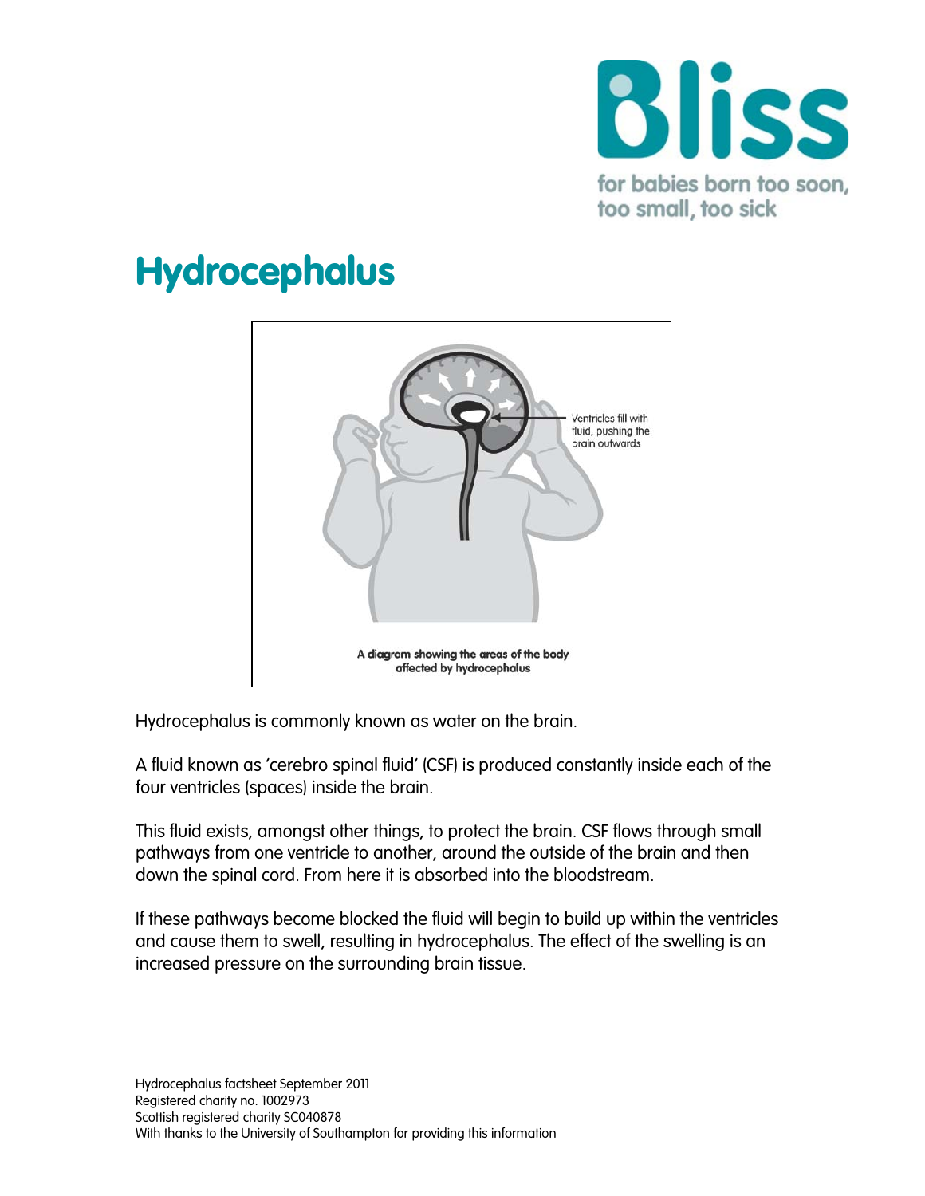# Hydrocephalus

Ventricles fill with fluid, pushing the brain outwards

A diagram showing the areas of the body affected by hydrocephalus

Hydrocephalus is commonly known as water on the brain.

A fluid known as 'cerebro spinal fluid' (CSF) is produced constantly inside each of the four ventricles (spaces) inside the brain.

This fluid exists, amongst other things, to protect the brain. CSF flows through small pathways from one ventricle to another, around the outside of the brain and then down the spinal cord. From here it is absorbed into the bloodstream.

If these pathways become blocked the fluid will begin to build up within the ventricles and cause them to swell, resulting in hydrocephalus. The effect of the swelling is an increased pressure on the surrounding brain tissue.

Hydrocephalus factsheet September 2011
Registered charity no. 1002973
Scottish registered charity SC040878
With thanks to the University of Southampton for providing this information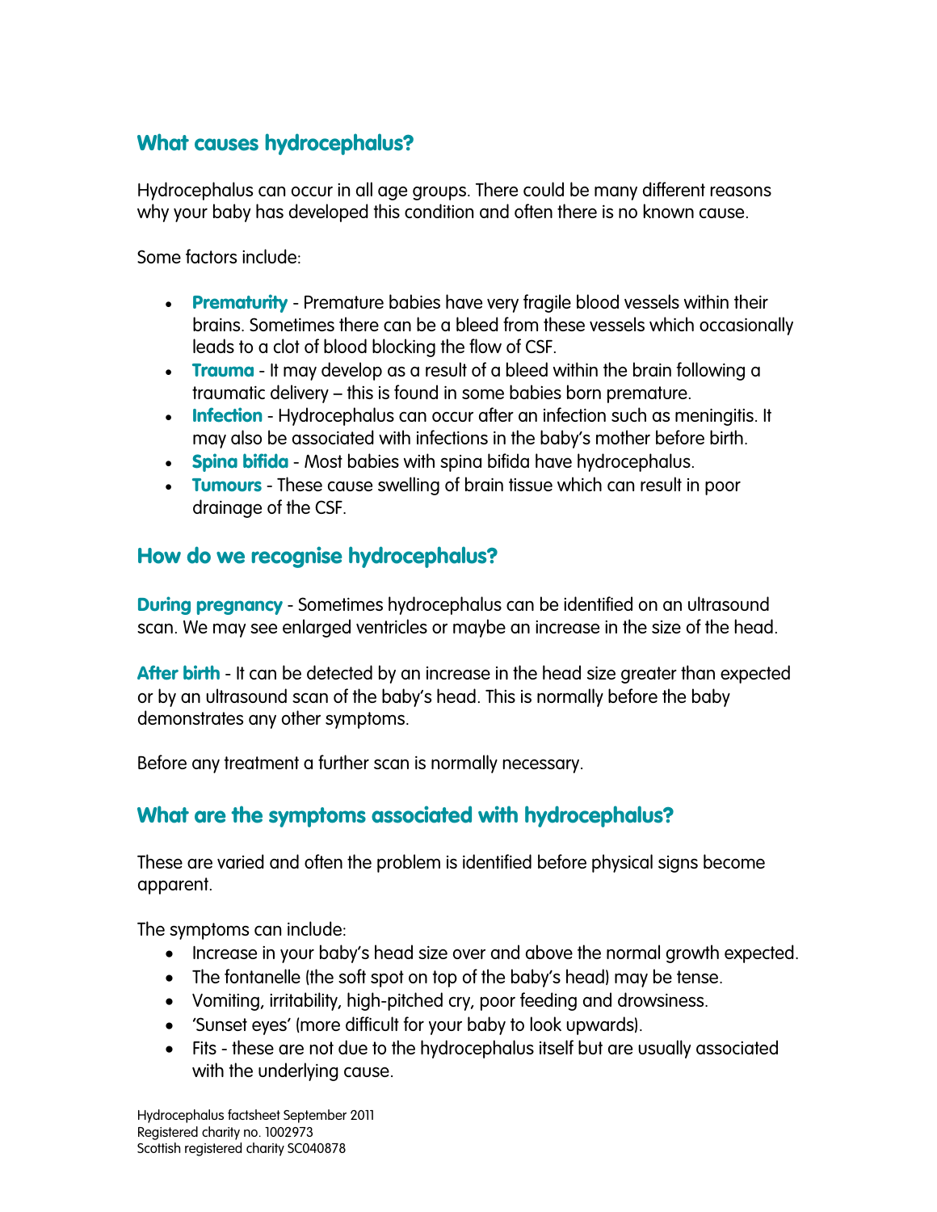## What causes hydrocephalus?

Hydrocephalus can occur in all age groups. There could be many different reasons why your baby has developed this condition and often there is no known cause.

Some factors include:

- **Prematurity** - Premature babies have very fragile blood vessels within their brains. Sometimes there can be a bleed from these vessels which occasionally leads to a clot of blood blocking the flow of CSF.
- **Trauma** - It may develop as a result of a bleed within the brain following a traumatic delivery – this is found in some babies born premature.
- **Infection** - Hydrocephalus can occur after an infection such as meningitis. It may also be associated with infections in the baby's mother before birth.
- **Spina bifida** - Most babies with spina bifida have hydrocephalus.
- **Tumours** - These cause swelling of brain tissue which can result in poor drainage of the CSF.

## How do we recognise hydrocephalus?

**During pregnancy** - Sometimes hydrocephalus can be identified on an ultrasound scan. We may see enlarged ventricles or maybe an increase in the size of the head.

**After birth** - It can be detected by an increase in the head size greater than expected or by an ultrasound scan of the baby's head. This is normally before the baby demonstrates any other symptoms.

Before any treatment a further scan is normally necessary.

## What are the symptoms associated with hydrocephalus?

These are varied and often the problem is identified before physical signs become apparent.

The symptoms can include:

- Increase in your baby's head size over and above the normal growth expected.
- The fontanelle (the soft spot on top of the baby's head) may be tense.
- Vomiting, irritability, high-pitched cry, poor feeding and drowsiness.
- 'Sunset eyes' (more difficult for your baby to look upwards).
- Fits - these are not due to the hydrocephalus itself but are usually associated with the underlying cause.

Hydrocephalus factsheet September 2011
Registered charity no. 1002973
Scottish registered charity SC040878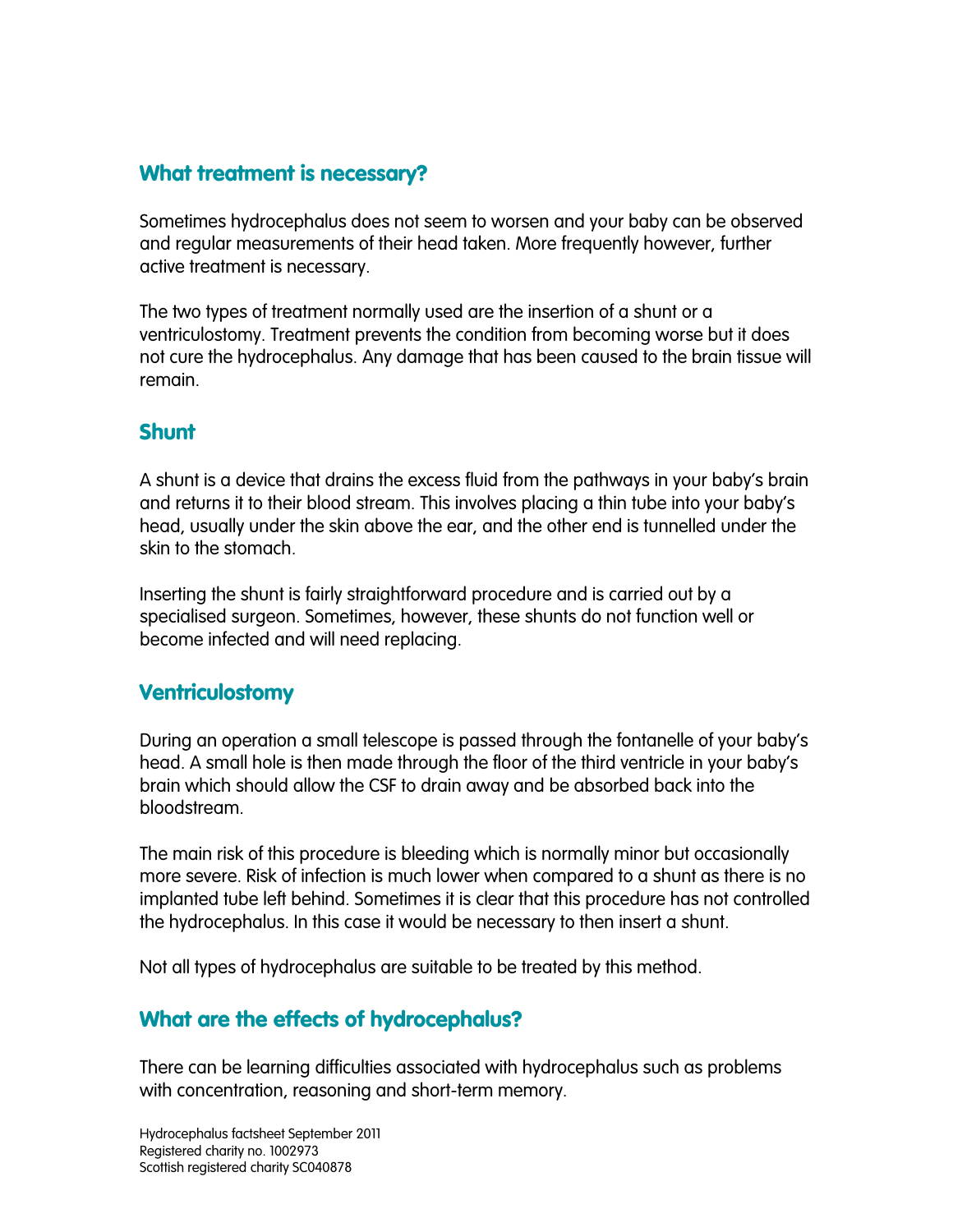## What treatment is necessary?

Sometimes hydrocephalus does not seem to worsen and your baby can be observed and regular measurements of their head taken. More frequently however, further active treatment is necessary.

The two types of treatment normally used are the insertion of a shunt or a ventriculostomy. Treatment prevents the condition from becoming worse but it does not cure the hydrocephalus. Any damage that has been caused to the brain tissue will remain.

## Shunt

A shunt is a device that drains the excess fluid from the pathways in your baby's brain and returns it to their blood stream. This involves placing a thin tube into your baby's head, usually under the skin above the ear, and the other end is tunnelled under the skin to the stomach.

Inserting the shunt is fairly straightforward procedure and is carried out by a specialised surgeon. Sometimes, however, these shunts do not function well or become infected and will need replacing.

## Ventriculostomy

During an operation a small telescope is passed through the fontanelle of your baby's head. A small hole is then made through the floor of the third ventricle in your baby's brain which should allow the CSF to drain away and be absorbed back into the bloodstream.

The main risk of this procedure is bleeding which is normally minor but occasionally more severe. Risk of infection is much lower when compared to a shunt as there is no implanted tube left behind. Sometimes it is clear that this procedure has not controlled the hydrocephalus. In this case it would be necessary to then insert a shunt.

Not all types of hydrocephalus are suitable to be treated by this method.

## What are the effects of hydrocephalus?

There can be learning difficulties associated with hydrocephalus such as problems with concentration, reasoning and short-term memory.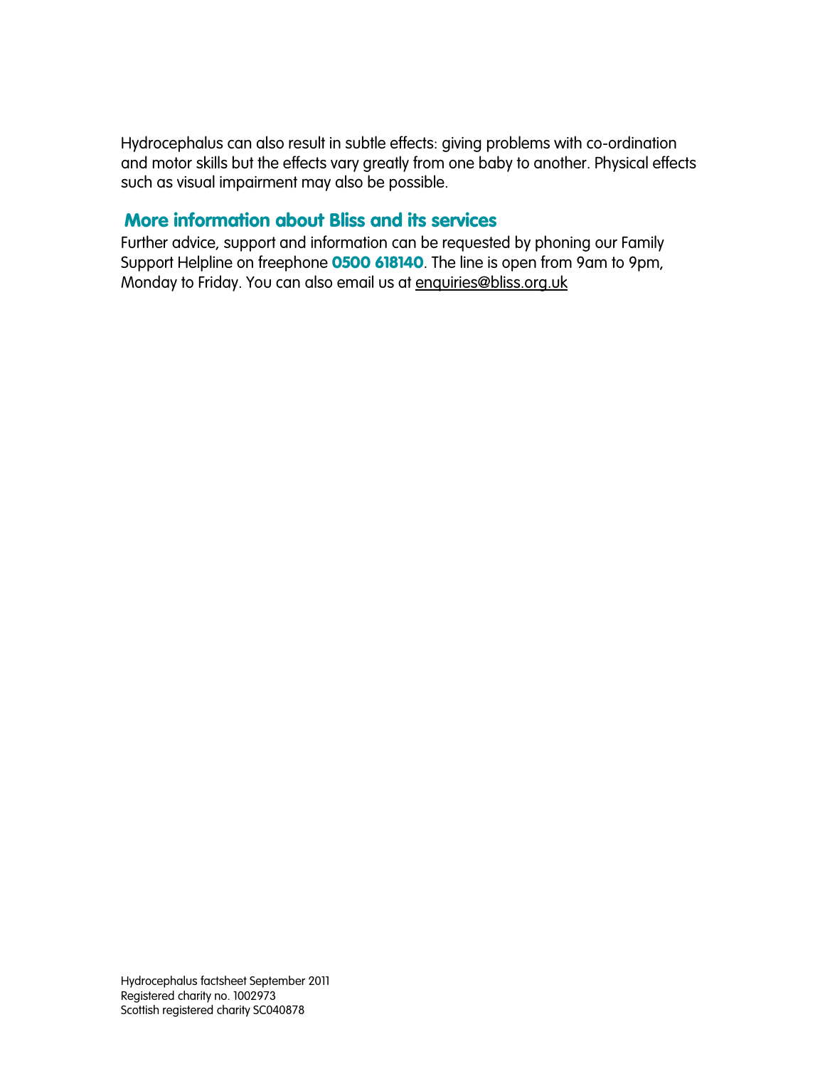Hydrocephalus can also result in subtle effects: giving problems with co-ordination and motor skills but the effects vary greatly from one baby to another. Physical effects such as visual impairment may also be possible.

## More information about Bliss and its services

Further advice, support and information can be requested by phoning our Family Support Helpline on freephone **0500 618140**. The line is open from 9am to 9pm, Monday to Friday. You can also email us at enquiries@bliss.org.uk

Hydrocephalus factsheet September 2011
Registered charity no. 1002973
Scottish registered charity SC040878